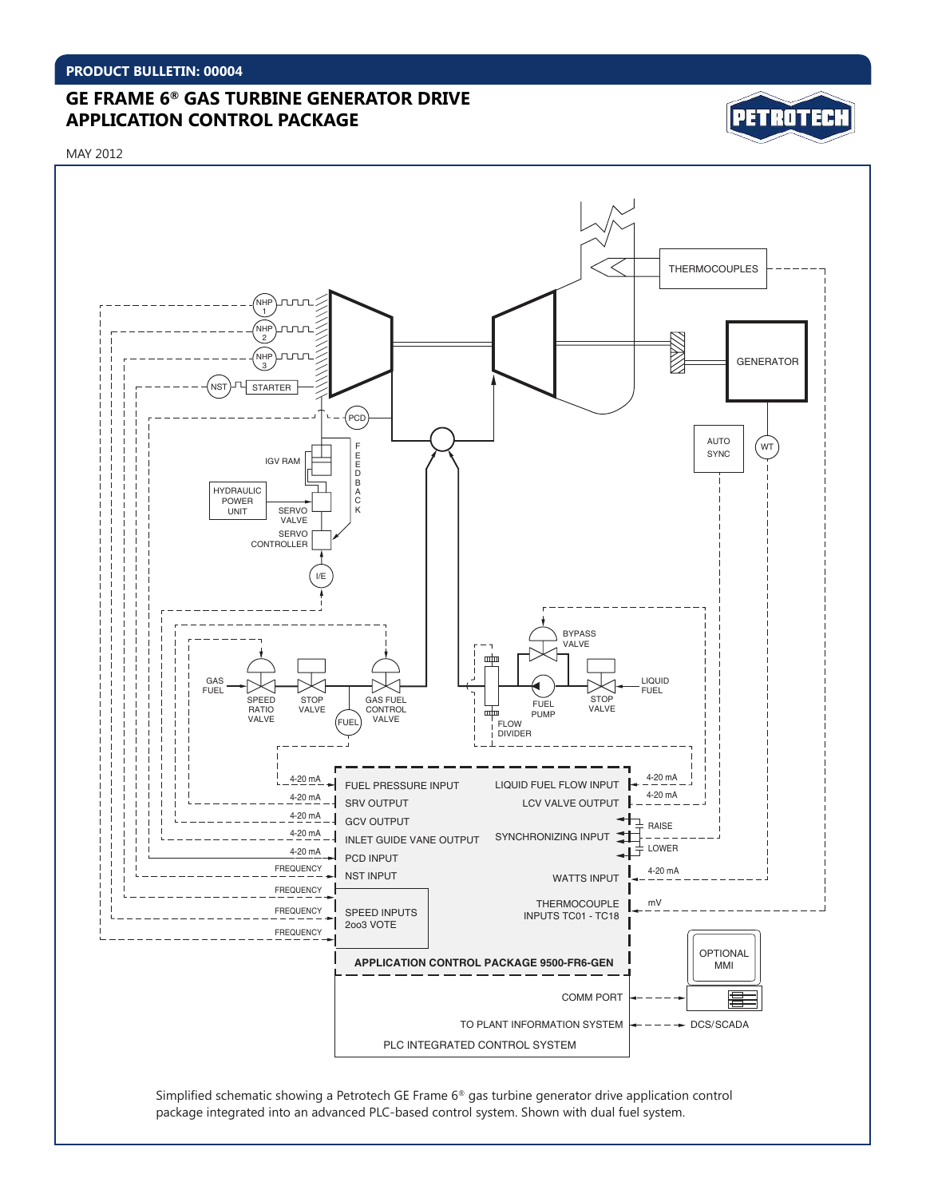PRODUCT BULLETIN: 00004

# GE FRAME 6® GAS TURBINE GENERATOR DRIVE APPLICATION CONTROL PACKAGE

MAY 2012

Simplified schematic showing a Petrotech GE Frame 6® gas turbine generator drive application control package integrated into an advanced PLC-based control system. Shown with dual fuel system.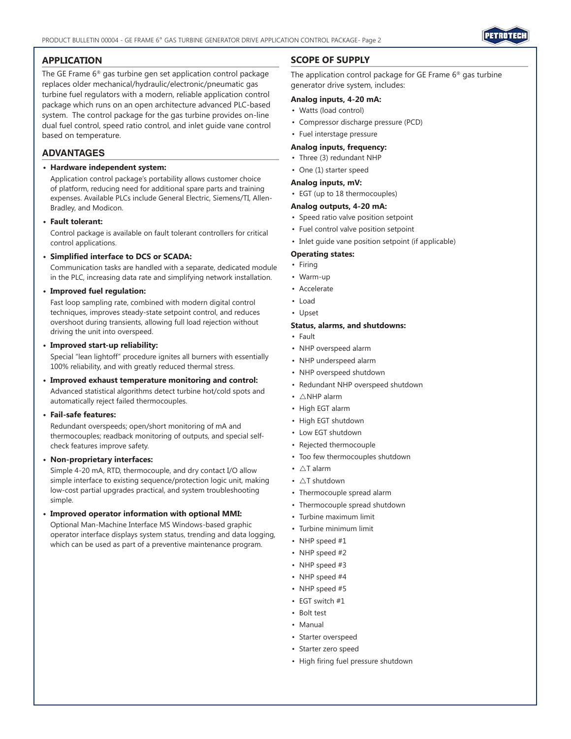## APPLICATION

The GE Frame 6® gas turbine gen set application control package replaces older mechanical/hydraulic/electronic/pneumatic gas turbine fuel regulators with a modern, reliable application control package which runs on an open architecture advanced PLC-based system. The control package for the gas turbine provides on-line dual fuel control, speed ratio control, and inlet guide vane control based on temperature.

## ADVANTAGES

- **Hardware independent system:**
  Application control package's portability allows customer choice of platform, reducing need for additional spare parts and training expenses. Available PLCs include General Electric, Siemens/TI, Allen-Bradley, and Modicon.
- **Fault tolerant:**
  Control package is available on fault tolerant controllers for critical control applications.
- **Simplified interface to DCS or SCADA:**
  Communication tasks are handled with a separate, dedicated module in the PLC, increasing data rate and simplifying network installation.
- **Improved fuel regulation:**
  Fast loop sampling rate, combined with modern digital control techniques, improves steady-state setpoint control, and reduces overshoot during transients, allowing full load rejection without driving the unit into overspeed.
- **Improved start-up reliability:**
  Special "lean lightoff" procedure ignites all burners with essentially 100% reliability, and with greatly reduced thermal stress.
- **Improved exhaust temperature monitoring and control:**
  Advanced statistical algorithms detect turbine hot/cold spots and automatically reject failed thermocouples.
- **Fail-safe features:**
  Redundant overspeeds; open/short monitoring of mA and thermocouples; readback monitoring of outputs, and special self-check features improve safety.
- **Non-proprietary interfaces:**
  Simple 4-20 mA, RTD, thermocouple, and dry contact I/O allow simple interface to existing sequence/protection logic unit, making low-cost partial upgrades practical, and system troubleshooting simple.
- **Improved operator information with optional MMI:**
  Optional Man-Machine Interface MS Windows-based graphic operator interface displays system status, trending and data logging, which can be used as part of a preventive maintenance program.

## SCOPE OF SUPPLY

The application control package for GE Frame 6® gas turbine generator drive system, includes:

**Analog inputs, 4-20 mA:**

- Watts (load control)
- Compressor discharge pressure (PCD)
- Fuel interstage pressure

**Analog inputs, frequency:**

- Three (3) redundant NHP
- One (1) starter speed

**Analog inputs, mV:**

- EGT (up to 18 thermocouples)

**Analog outputs, 4-20 mA:**

- Speed ratio valve position setpoint
- Fuel control valve position setpoint
- Inlet guide vane position setpoint (if applicable)

**Operating states:**

- Firing
- Warm-up
- Accelerate
- Load
- Upset

**Status, alarms, and shutdowns:**

- Fault
- NHP overspeed alarm
- NHP underspeed alarm
- NHP overspeed shutdown
- Redundant NHP overspeed shutdown
- △NHP alarm
- High EGT alarm
- High EGT shutdown
- Low EGT shutdown
- Rejected thermocouple
- Too few thermocouples shutdown
- △T alarm
- △T shutdown
- Thermocouple spread alarm
- Thermocouple spread shutdown
- Turbine maximum limit
- Turbine minimum limit
- NHP speed #1
- NHP speed #2
- NHP speed #3
- NHP speed #4
- NHP speed #5
- EGT switch #1
- Bolt test
- Manual
- Starter overspeed
- Starter zero speed
- High firing fuel pressure shutdown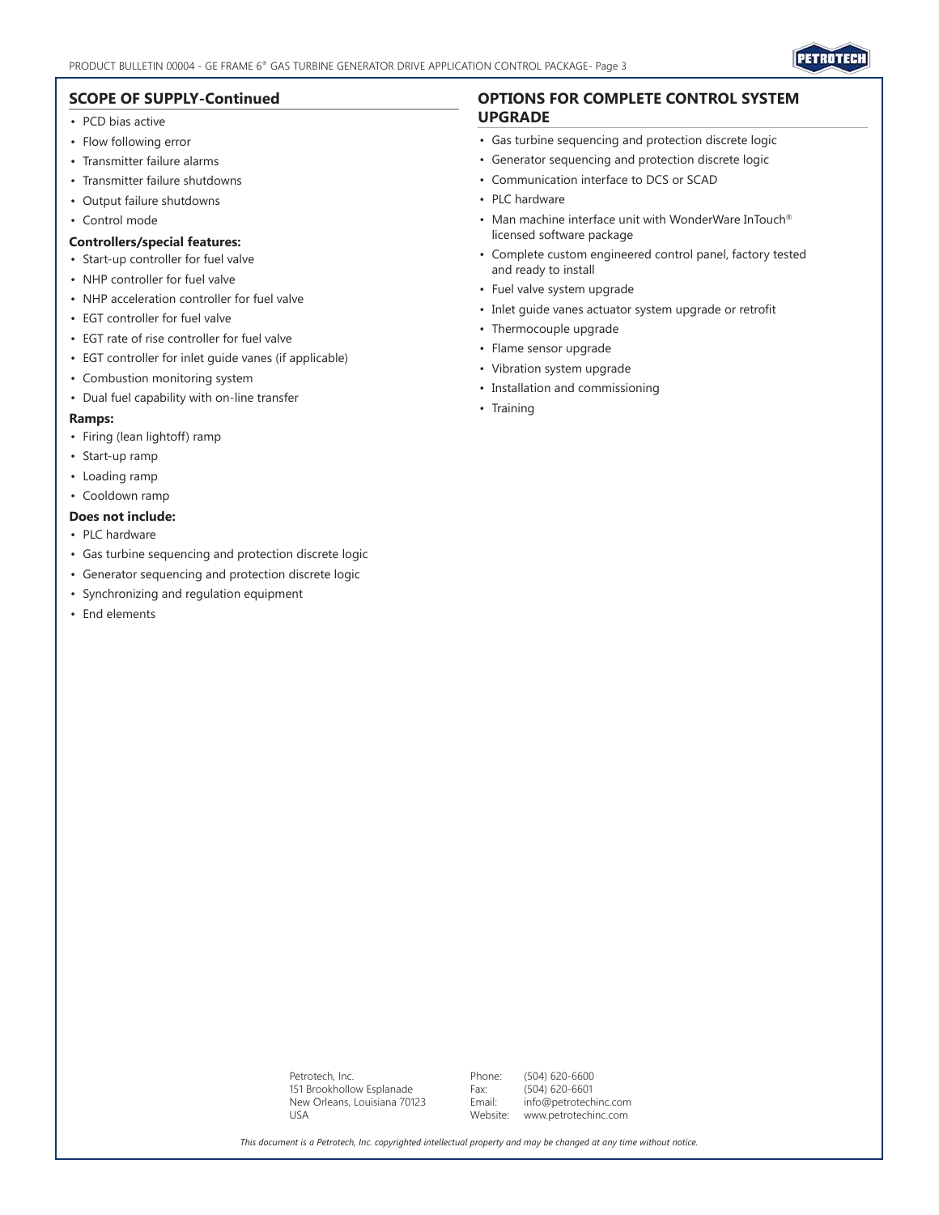## SCOPE OF SUPPLY-Continued

- PCD bias active
- Flow following error
- Transmitter failure alarms
- Transmitter failure shutdowns
- Output failure shutdowns
- Control mode

**Controllers/special features:**

- Start-up controller for fuel valve
- NHP controller for fuel valve
- NHP acceleration controller for fuel valve
- EGT controller for fuel valve
- EGT rate of rise controller for fuel valve
- EGT controller for inlet guide vanes (if applicable)
- Combustion monitoring system
- Dual fuel capability with on-line transfer

**Ramps:**

- Firing (lean lightoff) ramp
- Start-up ramp
- Loading ramp
- Cooldown ramp

**Does not include:**

- PLC hardware
- Gas turbine sequencing and protection discrete logic
- Generator sequencing and protection discrete logic
- Synchronizing and regulation equipment
- End elements

## OPTIONS FOR COMPLETE CONTROL SYSTEM UPGRADE

- Gas turbine sequencing and protection discrete logic
- Generator sequencing and protection discrete logic
- Communication interface to DCS or SCAD
- PLC hardware
- Man machine interface unit with WonderWare InTouch® licensed software package
- Complete custom engineered control panel, factory tested and ready to install
- Fuel valve system upgrade
- Inlet guide vanes actuator system upgrade or retrofit
- Thermocouple upgrade
- Flame sensor upgrade
- Vibration system upgrade
- Installation and commissioning
- Training

Petrotech, Inc.
151 Brookhollow Esplanade
New Orleans, Louisiana 70123
USA

Phone: (504) 620-6600
Fax: (504) 620-6601
Email: info@petrotechinc.com
Website: www.petrotechinc.com

*This document is a Petrotech, Inc. copyrighted intellectual property and may be changed at any time without notice.*